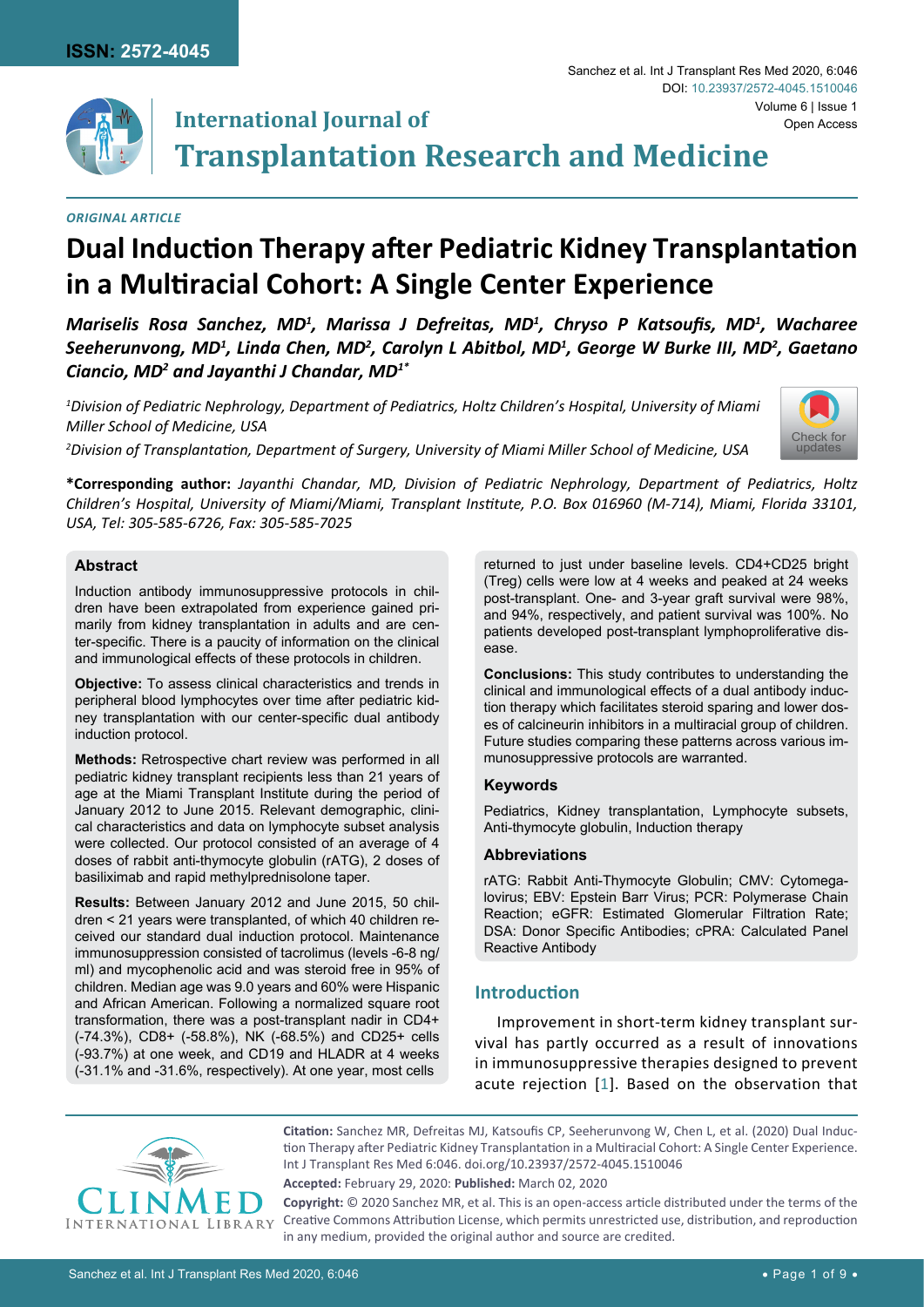ISSN: 2572-4045

# International Journal of Transplantation Research and Medicine

*ORIGINAL ARTICLE*

# Dual Induction Therapy after Pediatric Kidney Transplantation in a Multiracial Cohort: A Single Center Experience

***Mariselis Rosa Sanchez, MD[1], Marissa J Defreitas, MD[1], Chryso P Katsoufis, MD[1], Wacharee Seeherunvong, MD[1], Linda Chen, MD[2], Carolyn L Abitbol, MD[1], George W Burke III, MD[2], Gaetano Ciancio, MD[2] and Jayanthi J Chandar, MD[1*]***

*[1]Division of Pediatric Nephrology, Department of Pediatrics, Holtz Children's Hospital, University of Miami Miller School of Medicine, USA*

*[2]Division of Transplantation, Department of Surgery, University of Miami Miller School of Medicine, USA*

**\*Corresponding author:** *Jayanthi Chandar, MD, Division of Pediatric Nephrology, Department of Pediatrics, Holtz Children's Hospital, University of Miami/Miami, Transplant Institute, P.O. Box 016960 (M-714), Miami, Florida 33101, USA, Tel: 305-585-6726, Fax: 305-585-7025*

## Abstract

Induction antibody immunosuppressive protocols in children have been extrapolated from experience gained primarily from kidney transplantation in adults and are center-specific. There is a paucity of information on the clinical and immunological effects of these protocols in children.

**Objective:** To assess clinical characteristics and trends in peripheral blood lymphocytes over time after pediatric kidney transplantation with our center-specific dual antibody induction protocol.

**Methods:** Retrospective chart review was performed in all pediatric kidney transplant recipients less than 21 years of age at the Miami Transplant Institute during the period of January 2012 to June 2015. Relevant demographic, clinical characteristics and data on lymphocyte subset analysis were collected. Our protocol consisted of an average of 4 doses of rabbit anti-thymocyte globulin (rATG), 2 doses of basiliximab and rapid methylprednisolone taper.

**Results:** Between January 2012 and June 2015, 50 children < 21 years were transplanted, of which 40 children received our standard dual induction protocol. Maintenance immunosuppression consisted of tacrolimus (levels -6-8 ng/ml) and mycophenolic acid and was steroid free in 95% of children. Median age was 9.0 years and 60% were Hispanic and African American. Following a normalized square root transformation, there was a post-transplant nadir in CD4+ (-74.3%), CD8+ (-58.8%), NK (-68.5%) and CD25+ cells (-93.7%) at one week, and CD19 and HLADR at 4 weeks (-31.1% and -31.6%, respectively). At one year, most cells returned to just under baseline levels. CD4+CD25 bright (Treg) cells were low at 4 weeks and peaked at 24 weeks post-transplant. One- and 3-year graft survival were 98%, and 94%, respectively, and patient survival was 100%. No patients developed post-transplant lymphoproliferative disease.

**Conclusions:** This study contributes to understanding the clinical and immunological effects of a dual antibody induction therapy which facilitates steroid sparing and lower doses of calcineurin inhibitors in a multiracial group of children. Future studies comparing these patterns across various immunosuppressive protocols are warranted.

### Keywords

Pediatrics, Kidney transplantation, Lymphocyte subsets, Anti-thymocyte globulin, Induction therapy

### Abbreviations

rATG: Rabbit Anti-Thymocyte Globulin; CMV: Cytomegalovirus; EBV: Epstein Barr Virus; PCR: Polymerase Chain Reaction; eGFR: Estimated Glomerular Filtration Rate; DSA: Donor Specific Antibodies; cPRA: Calculated Panel Reactive Antibody

## Introduction

Improvement in short-term kidney transplant survival has partly occurred as a result of innovations in immunosuppressive therapies designed to prevent acute rejection [1]. Based on the observation that

**Citation:** Sanchez MR, Defreitas MJ, Katsoufis CP, Seeherunvong W, Chen L, et al. (2020) Dual Induction Therapy after Pediatric Kidney Transplantation in a Multiracial Cohort: A Single Center Experience. Int J Transplant Res Med 6:046. doi.org/10.23937/2572-4045.1510046

**Accepted:** February 29, 2020: **Published:** March 02, 2020

**Copyright:** © 2020 Sanchez MR, et al. This is an open-access article distributed under the terms of the Creative Commons Attribution License, which permits unrestricted use, distribution, and reproduction in any medium, provided the original author and source are credited.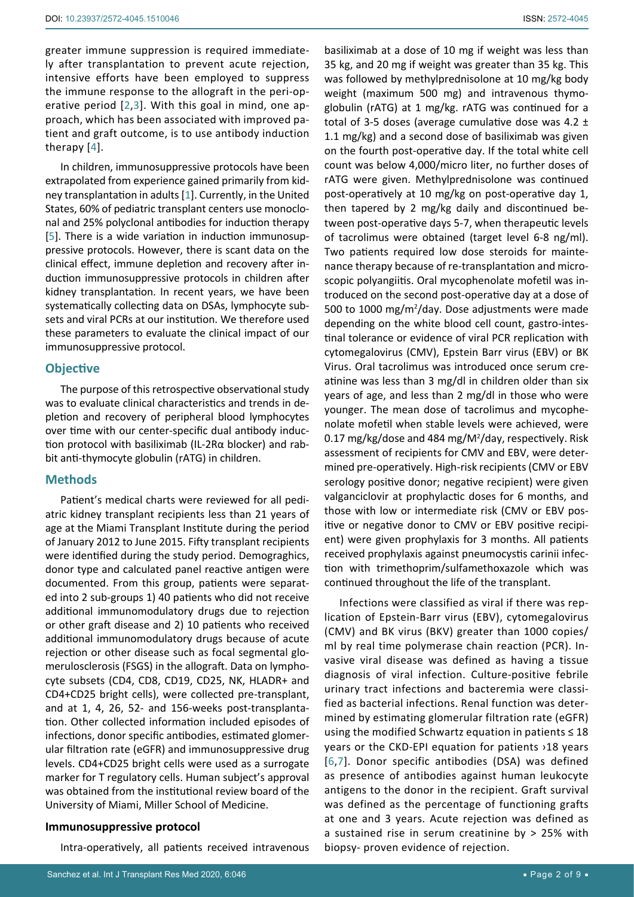greater immune suppression is required immediately after transplantation to prevent acute rejection, intensive efforts have been employed to suppress the immune response to the allograft in the peri-operative period [2,3]. With this goal in mind, one approach, which has been associated with improved patient and graft outcome, is to use antibody induction therapy [4].

In children, immunosuppressive protocols have been extrapolated from experience gained primarily from kidney transplantation in adults [1]. Currently, in the United States, 60% of pediatric transplant centers use monoclonal and 25% polyclonal antibodies for induction therapy [5]. There is a wide variation in induction immunosuppressive protocols. However, there is scant data on the clinical effect, immune depletion and recovery after induction immunosuppressive protocols in children after kidney transplantation. In recent years, we have been systematically collecting data on DSAs, lymphocyte subsets and viral PCRs at our institution. We therefore used these parameters to evaluate the clinical impact of our immunosuppressive protocol.

## Objective

The purpose of this retrospective observational study was to evaluate clinical characteristics and trends in depletion and recovery of peripheral blood lymphocytes over time with our center-specific dual antibody induction protocol with basiliximab (IL-2Rα blocker) and rabbit anti-thymocyte globulin (rATG) in children.

## Methods

Patient's medical charts were reviewed for all pediatric kidney transplant recipients less than 21 years of age at the Miami Transplant Institute during the period of January 2012 to June 2015. Fifty transplant recipients were identified during the study period. Demograghics, donor type and calculated panel reactive antigen were documented. From this group, patients were separated into 2 sub-groups 1) 40 patients who did not receive additional immunomodulatory drugs due to rejection or other graft disease and 2) 10 patients who received additional immunomodulatory drugs because of acute rejection or other disease such as focal segmental glomerulosclerosis (FSGS) in the allograft. Data on lymphocyte subsets (CD4, CD8, CD19, CD25, NK, HLADR+ and CD4+CD25 bright cells), were collected pre-transplant, and at 1, 4, 26, 52- and 156-weeks post-transplantation. Other collected information included episodes of infections, donor specific antibodies, estimated glomerular filtration rate (eGFR) and immunosuppressive drug levels. CD4+CD25 bright cells were used as a surrogate marker for T regulatory cells. Human subject's approval was obtained from the institutional review board of the University of Miami, Miller School of Medicine.

### Immunosuppressive protocol

Intra-operatively, all patients received intravenous basiliximab at a dose of 10 mg if weight was less than 35 kg, and 20 mg if weight was greater than 35 kg. This was followed by methylprednisolone at 10 mg/kg body weight (maximum 500 mg) and intravenous thymoglobulin (rATG) at 1 mg/kg. rATG was continued for a total of 3-5 doses (average cumulative dose was 4.2 ± 1.1 mg/kg) and a second dose of basiliximab was given on the fourth post-operative day. If the total white cell count was below 4,000/micro liter, no further doses of rATG were given. Methylprednisolone was continued post-operatively at 10 mg/kg on post-operative day 1, then tapered by 2 mg/kg daily and discontinued between post-operative days 5-7, when therapeutic levels of tacrolimus were obtained (target level 6-8 ng/ml). Two patients required low dose steroids for maintenance therapy because of re-transplantation and microscopic polyangiitis. Oral mycophenolate mofetil was introduced on the second post-operative day at a dose of 500 to 1000 mg/m$^2$/day. Dose adjustments were made depending on the white blood cell count, gastro-intestinal tolerance or evidence of viral PCR replication with cytomegalovirus (CMV), Epstein Barr virus (EBV) or BK Virus. Oral tacrolimus was introduced once serum creatinine was less than 3 mg/dl in children older than six years of age, and less than 2 mg/dl in those who were younger. The mean dose of tacrolimus and mycophenolate mofetil when stable levels were achieved, were 0.17 mg/kg/dose and 484 mg/M$^2$/day, respectively. Risk assessment of recipients for CMV and EBV, were determined pre-operatively. High-risk recipients (CMV or EBV serology positive donor; negative recipient) were given valganciclovir at prophylactic doses for 6 months, and those with low or intermediate risk (CMV or EBV positive or negative donor to CMV or EBV positive recipient) were given prophylaxis for 3 months. All patients received prophylaxis against pneumocystis carinii infection with trimethoprim/sulfamethoxazole which was continued throughout the life of the transplant.

Infections were classified as viral if there was replication of Epstein-Barr virus (EBV), cytomegalovirus (CMV) and BK virus (BKV) greater than 1000 copies/ml by real time polymerase chain reaction (PCR). Invasive viral disease was defined as having a tissue diagnosis of viral infection. Culture-positive febrile urinary tract infections and bacteremia were classified as bacterial infections. Renal function was determined by estimating glomerular filtration rate (eGFR) using the modified Schwartz equation in patients ≤ 18 years or the CKD-EPI equation for patients ›18 years [6,7]. Donor specific antibodies (DSA) was defined as presence of antibodies against human leukocyte antigens to the donor in the recipient. Graft survival was defined as the percentage of functioning grafts at one and 3 years. Acute rejection was defined as a sustained rise in serum creatinine by > 25% with biopsy- proven evidence of rejection.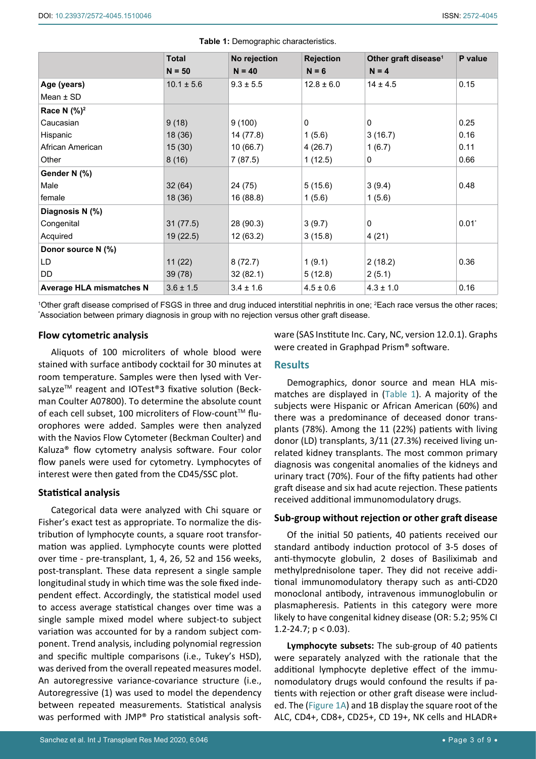**Table 1:** Demographic characteristics.

| | Total N = 50 | No rejection N = 40 | Rejection N = 6 | Other graft disease[1] N = 4 | P value |
|---|---|---|---|---|---|
| **Age (years)** Mean ± SD | 10.1 ± 5.6 | 9.3 ± 5.5 | 12.8 ± 6.0 | 14 ± 4.5 | 0.15 |
| **Race N (%)[2]** | | | | | |
| Caucasian | 9 (18) | 9 (100) | 0 | 0 | 0.25 |
| Hispanic | 18 (36) | 14 (77.8) | 1 (5.6) | 3 (16.7) | 0.16 |
| African American | 15 (30) | 10 (66.7) | 4 (26.7) | 1 (6.7) | 0.11 |
| Other | 8 (16) | 7 (87.5) | 1 (12.5) | 0 | 0.66 |
| **Gender N (%)** | | | | | |
| Male | 32 (64) | 24 (75) | 5 (15.6) | 3 (9.4) | 0.48 |
| female | 18 (36) | 16 (88.8) | 1 (5.6) | 1 (5.6) | |
| **Diagnosis N (%)** | | | | | |
| Congenital | 31 (77.5) | 28 (90.3) | 3 (9.7) | 0 | 0.01* |
| Acquired | 19 (22.5) | 12 (63.2) | 3 (15.8) | 4 (21) | |
| **Donor source N (%)** | | | | | |
| LD | 11 (22) | 8 (72.7) | 1 (9.1) | 2 (18.2) | 0.36 |
| DD | 39 (78) | 32 (82.1) | 5 (12.8) | 2 (5.1) | |
| **Average HLA mismatches N** | 3.6 ± 1.5 | 3.4 ± 1.6 | 4.5 ± 0.6 | 4.3 ± 1.0 | 0.16 |

[1]Other graft disease comprised of FSGS in three and drug induced interstitial nephritis in one; [2]Each race versus the other races; *Association between primary diagnosis in group with no rejection versus other graft disease.

### Flow cytometric analysis

Aliquots of 100 microliters of whole blood were stained with surface antibody cocktail for 30 minutes at room temperature. Samples were then lysed with VersaLyze™ reagent and IOTest®3 fixative solution (Beckman Coulter A07800). To determine the absolute count of each cell subset, 100 microliters of Flow-count™ fluorophores were added. Samples were then analyzed with the Navios Flow Cytometer (Beckman Coulter) and Kaluza® flow cytometry analysis software. Four color flow panels were used for cytometry. Lymphocytes of interest were then gated from the CD45/SSC plot.

### Statistical analysis

Categorical data were analyzed with Chi square or Fisher's exact test as appropriate. To normalize the distribution of lymphocyte counts, a square root transformation was applied. Lymphocyte counts were plotted over time - pre-transplant, 1, 4, 26, 52 and 156 weeks, post-transplant. These data represent a single sample longitudinal study in which time was the sole fixed independent effect. Accordingly, the statistical model used to access average statistical changes over time was a single sample mixed model where subject-to subject variation was accounted for by a random subject component. Trend analysis, including polynomial regression and specific multiple comparisons (i.e., Tukey's HSD), was derived from the overall repeated measures model. An autoregressive variance-covariance structure (i.e., Autoregressive (1) was used to model the dependency between repeated measurements. Statistical analysis was performed with JMP® Pro statistical analysis software (SAS Institute Inc. Cary, NC, version 12.0.1). Graphs were created in Graphpad Prism® software.

## Results

Demographics, donor source and mean HLA mismatches are displayed in (Table 1). A majority of the subjects were Hispanic or African American (60%) and there was a predominance of deceased donor transplants (78%). Among the 11 (22%) patients with living donor (LD) transplants, 3/11 (27.3%) received living unrelated kidney transplants. The most common primary diagnosis was congenital anomalies of the kidneys and urinary tract (70%). Four of the fifty patients had other graft disease and six had acute rejection. These patients received additional immunomodulatory drugs.

### Sub-group without rejection or other graft disease

Of the initial 50 patients, 40 patients received our standard antibody induction protocol of 3-5 doses of anti-thymocyte globulin, 2 doses of Basiliximab and methylprednisolone taper. They did not receive additional immunomodulatory therapy such as anti-CD20 monoclonal antibody, intravenous immunoglobulin or plasmapheresis. Patients in this category were more likely to have congenital kidney disease (OR: 5.2; 95% CI 1.2-24.7; $p < 0.03$).

**Lymphocyte subsets:** The sub-group of 40 patients were separately analyzed with the rationale that the additional lymphocyte depletive effect of the immunomodulatory drugs would confound the results if patients with rejection or other graft disease were included. The (Figure 1A) and 1B display the square root of the ALC, CD4+, CD8+, CD25+, CD 19+, NK cells and HLADR+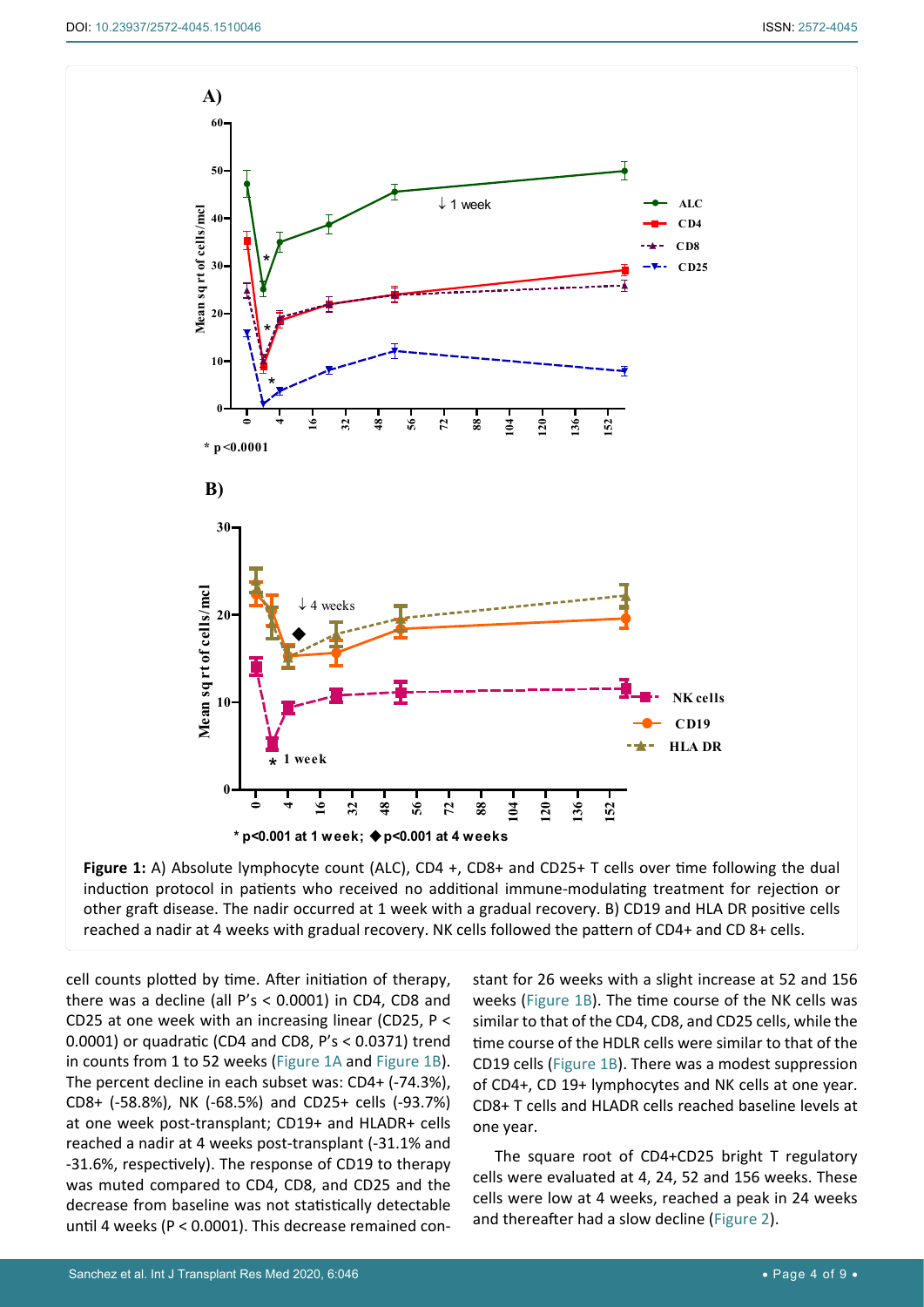**Figure 1:** A) Absolute lymphocyte count (ALC), CD4 +, CD8+ and CD25+ T cells over time following the dual induction protocol in patients who received no additional immune-modulating treatment for rejection or other graft disease. The nadir occurred at 1 week with a gradual recovery. B) CD19 and HLA DR positive cells reached a nadir at 4 weeks with gradual recovery. NK cells followed the pattern of CD4+ and CD 8+ cells.

cell counts plotted by time. After initiation of therapy, there was a decline (all P's < 0.0001) in CD4, CD8 and CD25 at one week with an increasing linear (CD25, P < 0.0001) or quadratic (CD4 and CD8, P's < 0.0371) trend in counts from 1 to 52 weeks (Figure 1A and Figure 1B). The percent decline in each subset was: CD4+ (-74.3%), CD8+ (-58.8%), NK (-68.5%) and CD25+ cells (-93.7%) at one week post-transplant; CD19+ and HLADR+ cells reached a nadir at 4 weeks post-transplant (-31.1% and -31.6%, respectively). The response of CD19 to therapy was muted compared to CD4, CD8, and CD25 and the decrease from baseline was not statistically detectable until 4 weeks (P < 0.0001). This decrease remained constant for 26 weeks with a slight increase at 52 and 156 weeks (Figure 1B). The time course of the NK cells was similar to that of the CD4, CD8, and CD25 cells, while the time course of the HDLR cells were similar to that of the CD19 cells (Figure 1B). There was a modest suppression of CD4+, CD 19+ lymphocytes and NK cells at one year. CD8+ T cells and HLADR cells reached baseline levels at one year.

The square root of CD4+CD25 bright T regulatory cells were evaluated at 4, 24, 52 and 156 weeks. These cells were low at 4 weeks, reached a peak in 24 weeks and thereafter had a slow decline (Figure 2).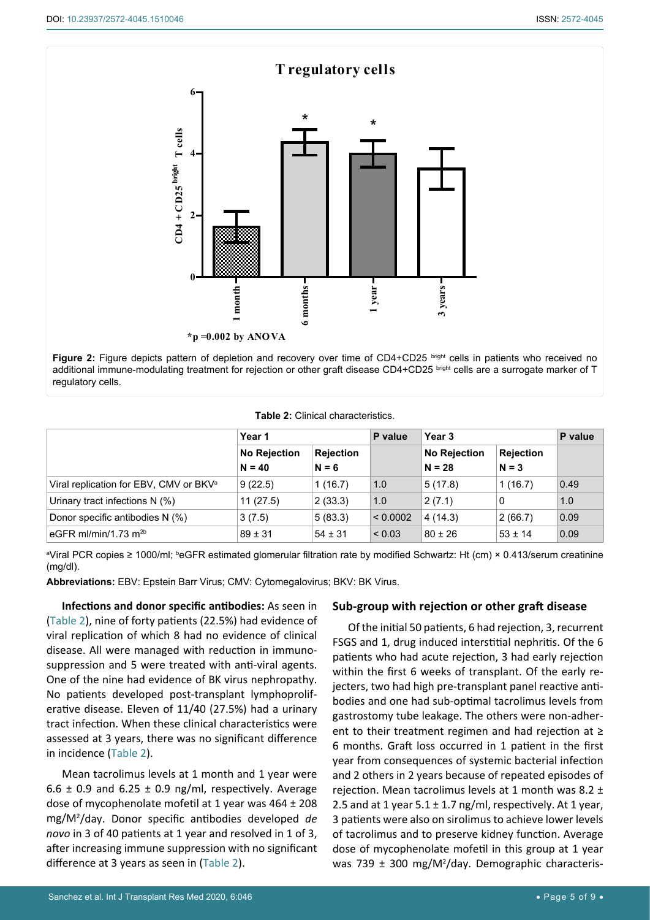Figure 2: Figure depicts pattern of depletion and recovery over time of CD4+CD25 [bright] cells in patients who received no additional immune-modulating treatment for rejection or other graft disease CD4+CD25 [bright] cells are a surrogate marker of T regulatory cells.

**Table 2:** Clinical characteristics.

| | Year 1 | | P value | Year 3 | | P value |
|---|---|---|---|---|---|---|
| | No Rejection N = 40 | Rejection N = 6 | | No Rejection N = 28 | Rejection N = 3 | |
| Viral replication for EBV, CMV or BKV[a] | 9 (22.5) | 1 (16.7) | 1.0 | 5 (17.8) | 1 (16.7) | 0.49 |
| Urinary tract infections N (%) | 11 (27.5) | 2 (33.3) | 1.0 | 2 (7.1) | 0 | 1.0 |
| Donor specific antibodies N (%) | 3 (7.5) | 5 (83.3) | < 0.0002 | 4 (14.3) | 2 (66.7) | 0.09 |
| eGFR ml/min/1.73 m[2b] | 89 ± 31 | 54 ± 31 | < 0.03 | 80 ± 26 | 53 ± 14 | 0.09 |

[a]Viral PCR copies ≥ 1000/ml; [b]eGFR estimated glomerular filtration rate by modified Schwartz: Ht (cm) × 0.413/serum creatinine (mg/dl).

**Abbreviations:** EBV: Epstein Barr Virus; CMV: Cytomegalovirus; BKV: BK Virus.

**Infections and donor specific antibodies:** As seen in (Table 2), nine of forty patients (22.5%) had evidence of viral replication of which 8 had no evidence of clinical disease. All were managed with reduction in immunosuppression and 5 were treated with anti-viral agents. One of the nine had evidence of BK virus nephropathy. No patients developed post-transplant lymphoproliferative disease. Eleven of 11/40 (27.5%) had a urinary tract infection. When these clinical characteristics were assessed at 3 years, there was no significant difference in incidence (Table 2).

Mean tacrolimus levels at 1 month and 1 year were 6.6 ± 0.9 and 6.25 ± 0.9 ng/ml, respectively. Average dose of mycophenolate mofetil at 1 year was 464 ± 208 mg/M$^2$/day. Donor specific antibodies developed *de novo* in 3 of 40 patients at 1 year and resolved in 1 of 3, after increasing immune suppression with no significant difference at 3 years as seen in (Table 2).

## Sub-group with rejection or other graft disease

Of the initial 50 patients, 6 had rejection, 3, recurrent FSGS and 1, drug induced interstitial nephritis. Of the 6 patients who had acute rejection, 3 had early rejection within the first 6 weeks of transplant. Of the early rejecters, two had high pre-transplant panel reactive antibodies and one had sub-optimal tacrolimus levels from gastrostomy tube leakage. The others were non-adherent to their treatment regimen and had rejection at ≥ 6 months. Graft loss occurred in 1 patient in the first year from consequences of systemic bacterial infection and 2 others in 2 years because of repeated episodes of rejection. Mean tacrolimus levels at 1 month was 8.2 ± 2.5 and at 1 year 5.1 ± 1.7 ng/ml, respectively. At 1 year, 3 patients were also on sirolimus to achieve lower levels of tacrolimus and to preserve kidney function. Average dose of mycophenolate mofetil in this group at 1 year was 739 ± 300 mg/M$^2$/day. Demographic characteris-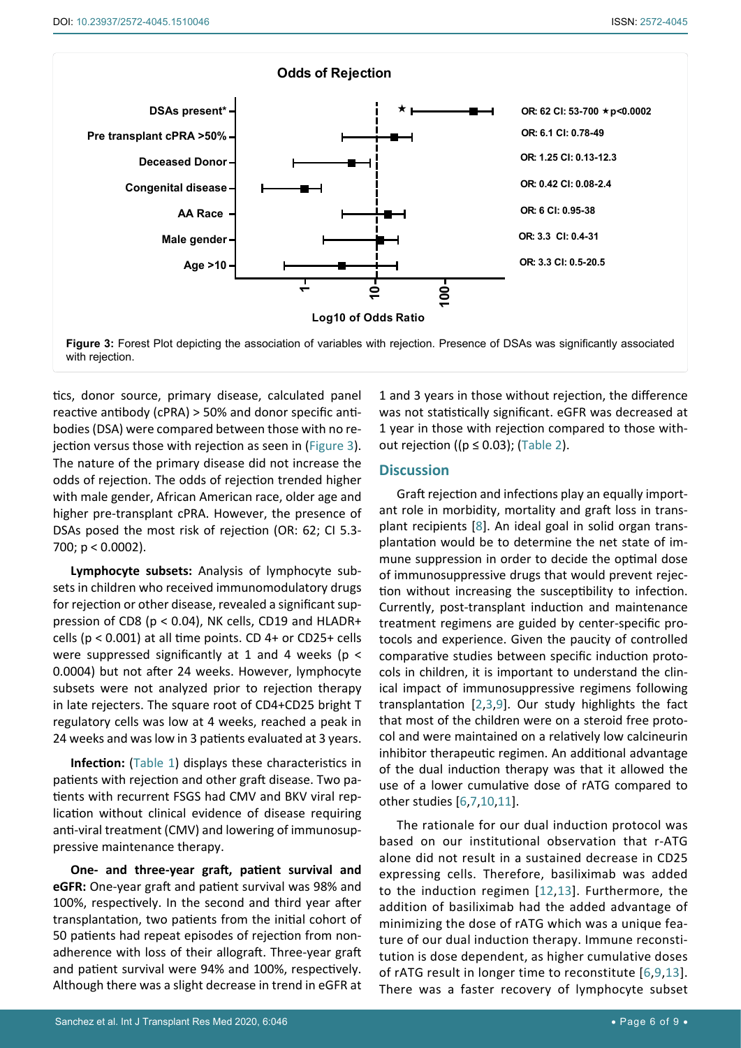Odds of Rejection

| Variable | OR (CI) |
|---|---|
| DSAs present* | OR: 62 CI: 53-700 ★ p<0.0002 |
| Pre transplant cPRA >50% | OR: 6.1 CI: 0.78-49 |
| Deceased Donor | OR: 1.25 CI: 0.13-12.3 |
| Congenital disease | OR: 0.42 CI: 0.08-2.4 |
| AA Race | OR: 6 CI: 0.95-38 |
| Male gender | OR: 3.3 CI: 0.4-31 |
| Age >10 | OR: 3.3 CI: 0.5-20.5 |

Log10 of Odds Ratio

**Figure 3:** Forest Plot depicting the association of variables with rejection. Presence of DSAs was significantly associated with rejection.

tics, donor source, primary disease, calculated panel reactive antibody (cPRA) > 50% and donor specific antibodies (DSA) were compared between those with no rejection versus those with rejection as seen in (Figure 3). The nature of the primary disease did not increase the odds of rejection. The odds of rejection trended higher with male gender, African American race, older age and higher pre-transplant cPRA. However, the presence of DSAs posed the most risk of rejection (OR: 62; CI 5.3-700; $p < 0.0002$).

**Lymphocyte subsets:** Analysis of lymphocyte subsets in children who received immunomodulatory drugs for rejection or other disease, revealed a significant suppression of CD8 ($p < 0.04$), NK cells, CD19 and HLADR+ cells ($p < 0.001$) at all time points. CD 4+ or CD25+ cells were suppressed significantly at 1 and 4 weeks ($p < 0.0004$) but not after 24 weeks. However, lymphocyte subsets were not analyzed prior to rejection therapy in late rejecters. The square root of CD4+CD25 bright T regulatory cells was low at 4 weeks, reached a peak in 24 weeks and was low in 3 patients evaluated at 3 years.

**Infection:** (Table 1) displays these characteristics in patients with rejection and other graft disease. Two patients with recurrent FSGS had CMV and BKV viral replication without clinical evidence of disease requiring anti-viral treatment (CMV) and lowering of immunosuppressive maintenance therapy.

**One- and three-year graft, patient survival and eGFR:** One-year graft and patient survival was 98% and 100%, respectively. In the second and third year after transplantation, two patients from the initial cohort of 50 patients had repeat episodes of rejection from non-adherence with loss of their allograft. Three-year graft and patient survival were 94% and 100%, respectively. Although there was a slight decrease in trend in eGFR at 1 and 3 years in those without rejection, the difference was not statistically significant. eGFR was decreased at 1 year in those with rejection compared to those without rejection (($p \le 0.03$); (Table 2).

## Discussion

Graft rejection and infections play an equally important role in morbidity, mortality and graft loss in transplant recipients [8]. An ideal goal in solid organ transplantation would be to determine the net state of immune suppression in order to decide the optimal dose of immunosuppressive drugs that would prevent rejection without increasing the susceptibility to infection. Currently, post-transplant induction and maintenance treatment regimens are guided by center-specific protocols and experience. Given the paucity of controlled comparative studies between specific induction protocols in children, it is important to understand the clinical impact of immunosuppressive regimens following transplantation [2,3,9]. Our study highlights the fact that most of the children were on a steroid free protocol and were maintained on a relatively low calcineurin inhibitor therapeutic regimen. An additional advantage of the dual induction therapy was that it allowed the use of a lower cumulative dose of rATG compared to other studies [6,7,10,11].

The rationale for our dual induction protocol was based on our institutional observation that r-ATG alone did not result in a sustained decrease in CD25 expressing cells. Therefore, basiliximab was added to the induction regimen [12,13]. Furthermore, the addition of basiliximab had the added advantage of minimizing the dose of rATG which was a unique feature of our dual induction therapy. Immune reconstitution is dose dependent, as higher cumulative doses of rATG result in longer time to reconstitute [6,9,13]. There was a faster recovery of lymphocyte subset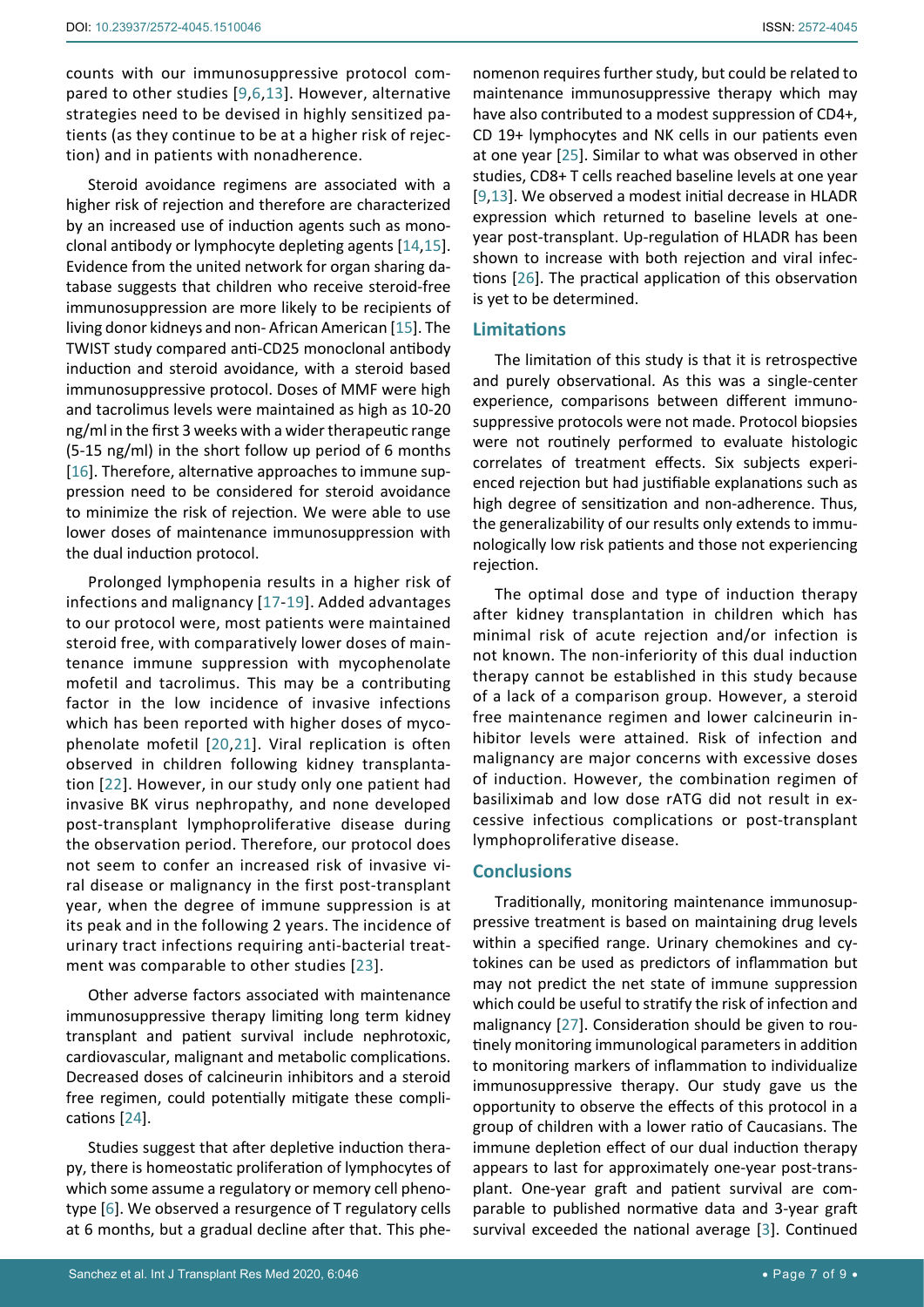counts with our immunosuppressive protocol compared to other studies [9,6,13]. However, alternative strategies need to be devised in highly sensitized patients (as they continue to be at a higher risk of rejection) and in patients with nonadherence.

Steroid avoidance regimens are associated with a higher risk of rejection and therefore are characterized by an increased use of induction agents such as monoclonal antibody or lymphocyte depleting agents [14,15]. Evidence from the united network for organ sharing database suggests that children who receive steroid-free immunosuppression are more likely to be recipients of living donor kidneys and non- African American [15]. The TWIST study compared anti-CD25 monoclonal antibody induction and steroid avoidance, with a steroid based immunosuppressive protocol. Doses of MMF were high and tacrolimus levels were maintained as high as 10-20 ng/ml in the first 3 weeks with a wider therapeutic range (5-15 ng/ml) in the short follow up period of 6 months [16]. Therefore, alternative approaches to immune suppression need to be considered for steroid avoidance to minimize the risk of rejection. We were able to use lower doses of maintenance immunosuppression with the dual induction protocol.

Prolonged lymphopenia results in a higher risk of infections and malignancy [17-19]. Added advantages to our protocol were, most patients were maintained steroid free, with comparatively lower doses of maintenance immune suppression with mycophenolate mofetil and tacrolimus. This may be a contributing factor in the low incidence of invasive infections which has been reported with higher doses of mycophenolate mofetil [20,21]. Viral replication is often observed in children following kidney transplantation [22]. However, in our study only one patient had invasive BK virus nephropathy, and none developed post-transplant lymphoproliferative disease during the observation period. Therefore, our protocol does not seem to confer an increased risk of invasive viral disease or malignancy in the first post-transplant year, when the degree of immune suppression is at its peak and in the following 2 years. The incidence of urinary tract infections requiring anti-bacterial treatment was comparable to other studies [23].

Other adverse factors associated with maintenance immunosuppressive therapy limiting long term kidney transplant and patient survival include nephrotoxic, cardiovascular, malignant and metabolic complications. Decreased doses of calcineurin inhibitors and a steroid free regimen, could potentially mitigate these complications [24].

Studies suggest that after depletive induction therapy, there is homeostatic proliferation of lymphocytes of which some assume a regulatory or memory cell phenotype [6]. We observed a resurgence of T regulatory cells at 6 months, but a gradual decline after that. This phenomenon requires further study, but could be related to maintenance immunosuppressive therapy which may have also contributed to a modest suppression of CD4+, CD 19+ lymphocytes and NK cells in our patients even at one year [25]. Similar to what was observed in other studies, CD8+ T cells reached baseline levels at one year [9,13]. We observed a modest initial decrease in HLADR expression which returned to baseline levels at one-year post-transplant. Up-regulation of HLADR has been shown to increase with both rejection and viral infections [26]. The practical application of this observation is yet to be determined.

## Limitations

The limitation of this study is that it is retrospective and purely observational. As this was a single-center experience, comparisons between different immunosuppressive protocols were not made. Protocol biopsies were not routinely performed to evaluate histologic correlates of treatment effects. Six subjects experienced rejection but had justifiable explanations such as high degree of sensitization and non-adherence. Thus, the generalizability of our results only extends to immunologically low risk patients and those not experiencing rejection.

The optimal dose and type of induction therapy after kidney transplantation in children which has minimal risk of acute rejection and/or infection is not known. The non-inferiority of this dual induction therapy cannot be established in this study because of a lack of a comparison group. However, a steroid free maintenance regimen and lower calcineurin inhibitor levels were attained. Risk of infection and malignancy are major concerns with excessive doses of induction. However, the combination regimen of basiliximab and low dose rATG did not result in excessive infectious complications or post-transplant lymphoproliferative disease.

## Conclusions

Traditionally, monitoring maintenance immunosuppressive treatment is based on maintaining drug levels within a specified range. Urinary chemokines and cytokines can be used as predictors of inflammation but may not predict the net state of immune suppression which could be useful to stratify the risk of infection and malignancy [27]. Consideration should be given to routinely monitoring immunological parameters in addition to monitoring markers of inflammation to individualize immunosuppressive therapy. Our study gave us the opportunity to observe the effects of this protocol in a group of children with a lower ratio of Caucasians. The immune depletion effect of our dual induction therapy appears to last for approximately one-year post-transplant. One-year graft and patient survival are comparable to published normative data and 3-year graft survival exceeded the national average [3]. Continued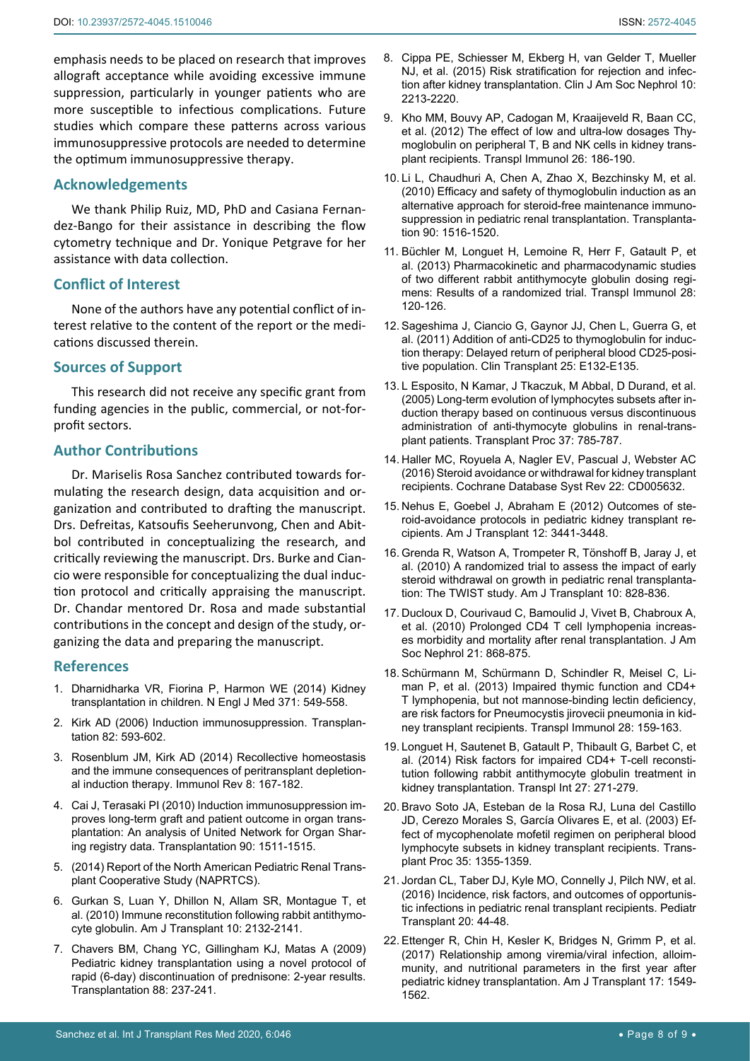emphasis needs to be placed on research that improves allograft acceptance while avoiding excessive immune suppression, particularly in younger patients who are more susceptible to infectious complications. Future studies which compare these patterns across various immunosuppressive protocols are needed to determine the optimum immunosuppressive therapy.

## Acknowledgements

We thank Philip Ruiz, MD, PhD and Casiana Fernandez-Bango for their assistance in describing the flow cytometry technique and Dr. Yonique Petgrave for her assistance with data collection.

## Conflict of Interest

None of the authors have any potential conflict of interest relative to the content of the report or the medications discussed therein.

## Sources of Support

This research did not receive any specific grant from funding agencies in the public, commercial, or not-for-profit sectors.

## Author Contributions

Dr. Mariselis Rosa Sanchez contributed towards formulating the research design, data acquisition and organization and contributed to drafting the manuscript. Drs. Defreitas, Katsoufis Seeherunvong, Chen and Abitbol contributed in conceptualizing the research, and critically reviewing the manuscript. Drs. Burke and Ciancio were responsible for conceptualizing the dual induction protocol and critically appraising the manuscript. Dr. Chandar mentored Dr. Rosa and made substantial contributions in the concept and design of the study, organizing the data and preparing the manuscript.

## References

1. Dharnidharka VR, Fiorina P, Harmon WE (2014) Kidney transplantation in children. N Engl J Med 371: 549-558.
2. Kirk AD (2006) Induction immunosuppression. Transplantation 82: 593-602.
3. Rosenblum JM, Kirk AD (2014) Recollective homeostasis and the immune consequences of peritransplant depletional induction therapy. Immunol Rev 8: 167-182.
4. Cai J, Terasaki PI (2010) Induction immunosuppression improves long-term graft and patient outcome in organ transplantation: An analysis of United Network for Organ Sharing registry data. Transplantation 90: 1511-1515.
5. (2014) Report of the North American Pediatric Renal Transplant Cooperative Study (NAPRTCS).
6. Gurkan S, Luan Y, Dhillon N, Allam SR, Montague T, et al. (2010) Immune reconstitution following rabbit antithymocyte globulin. Am J Transplant 10: 2132-2141.
7. Chavers BM, Chang YC, Gillingham KJ, Matas A (2009) Pediatric kidney transplantation using a novel protocol of rapid (6-day) discontinuation of prednisone: 2-year results. Transplantation 88: 237-241.
8. Cippa PE, Schiesser M, Ekberg H, van Gelder T, Mueller NJ, et al. (2015) Risk stratification for rejection and infection after kidney transplantation. Clin J Am Soc Nephrol 10: 2213-2220.
9. Kho MM, Bouvy AP, Cadogan M, Kraaijeveld R, Baan CC, et al. (2012) The effect of low and ultra-low dosages Thymoglobulin on peripheral T, B and NK cells in kidney transplant recipients. Transpl Immunol 26: 186-190.
10. Li L, Chaudhuri A, Chen A, Zhao X, Bezchinsky M, et al. (2010) Efficacy and safety of thymoglobulin induction as an alternative approach for steroid-free maintenance immunosuppression in pediatric renal transplantation. Transplantation 90: 1516-1520.
11. Büchler M, Longuet H, Lemoine R, Herr F, Gatault P, et al. (2013) Pharmacokinetic and pharmacodynamic studies of two different rabbit antithymocyte globulin dosing regimens: Results of a randomized trial. Transpl Immunol 28: 120-126.
12. Sageshima J, Ciancio G, Gaynor JJ, Chen L, Guerra G, et al. (2011) Addition of anti-CD25 to thymoglobulin for induction therapy: Delayed return of peripheral blood CD25-positive population. Clin Transplant 25: E132-E135.
13. L Esposito, N Kamar, J Tkaczuk, M Abbal, D Durand, et al. (2005) Long-term evolution of lymphocytes subsets after induction therapy based on continuous versus discontinuous administration of anti-thymocyte globulins in renal-transplant patients. Transplant Proc 37: 785-787.
14. Haller MC, Royuela A, Nagler EV, Pascual J, Webster AC (2016) Steroid avoidance or withdrawal for kidney transplant recipients. Cochrane Database Syst Rev 22: CD005632.
15. Nehus E, Goebel J, Abraham E (2012) Outcomes of steroid-avoidance protocols in pediatric kidney transplant recipients. Am J Transplant 12: 3441-3448.
16. Grenda R, Watson A, Trompeter R, Tönshoff B, Jaray J, et al. (2010) A randomized trial to assess the impact of early steroid withdrawal on growth in pediatric renal transplantation: The TWIST study. Am J Transplant 10: 828-836.
17. Ducloux D, Courivaud C, Bamoulid J, Vivet B, Chabroux A, et al. (2010) Prolonged CD4 T cell lymphopenia increases morbidity and mortality after renal transplantation. J Am Soc Nephrol 21: 868-875.
18. Schürmann M, Schürmann D, Schindler R, Meisel C, Liman P, et al. (2013) Impaired thymic function and CD4+ T lymphopenia, but not mannose-binding lectin deficiency, are risk factors for Pneumocystis jirovecii pneumonia in kidney transplant recipients. Transpl Immunol 28: 159-163.
19. Longuet H, Sautenet B, Gatault P, Thibault G, Barbet C, et al. (2014) Risk factors for impaired CD4+ T-cell reconstitution following rabbit antithymocyte globulin treatment in kidney transplantation. Transpl Int 27: 271-279.
20. Bravo Soto JA, Esteban de la Rosa RJ, Luna del Castillo JD, Cerezo Morales S, García Olivares E, et al. (2003) Effect of mycophenolate mofetil regimen on peripheral blood lymphocyte subsets in kidney transplant recipients. Transplant Proc 35: 1355-1359.
21. Jordan CL, Taber DJ, Kyle MO, Connelly J, Pilch NW, et al. (2016) Incidence, risk factors, and outcomes of opportunistic infections in pediatric renal transplant recipients. Pediatr Transplant 20: 44-48.
22. Ettenger R, Chin H, Kesler K, Bridges N, Grimm P, et al. (2017) Relationship among viremia/viral infection, alloimmunity, and nutritional parameters in the first year after pediatric kidney transplantation. Am J Transplant 17: 1549-1562.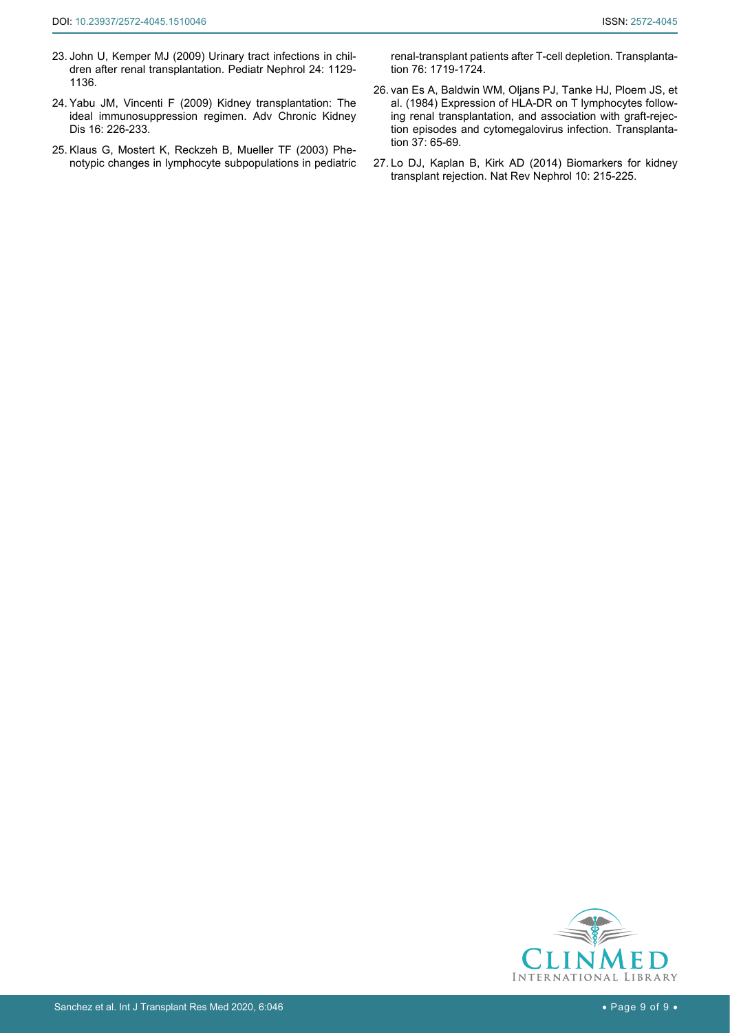23. John U, Kemper MJ (2009) Urinary tract infections in children after renal transplantation. Pediatr Nephrol 24: 1129-1136.
24. Yabu JM, Vincenti F (2009) Kidney transplantation: The ideal immunosuppression regimen. Adv Chronic Kidney Dis 16: 226-233.
25. Klaus G, Mostert K, Reckzeh B, Mueller TF (2003) Phenotypic changes in lymphocyte subpopulations in pediatric renal-transplant patients after T-cell depletion. Transplantation 76: 1719-1724.
26. van Es A, Baldwin WM, Oljans PJ, Tanke HJ, Ploem JS, et al. (1984) Expression of HLA-DR on T lymphocytes following renal transplantation, and association with graft-rejection episodes and cytomegalovirus infection. Transplantation 37: 65-69.
27. Lo DJ, Kaplan B, Kirk AD (2014) Biomarkers for kidney transplant rejection. Nat Rev Nephrol 10: 215-225.